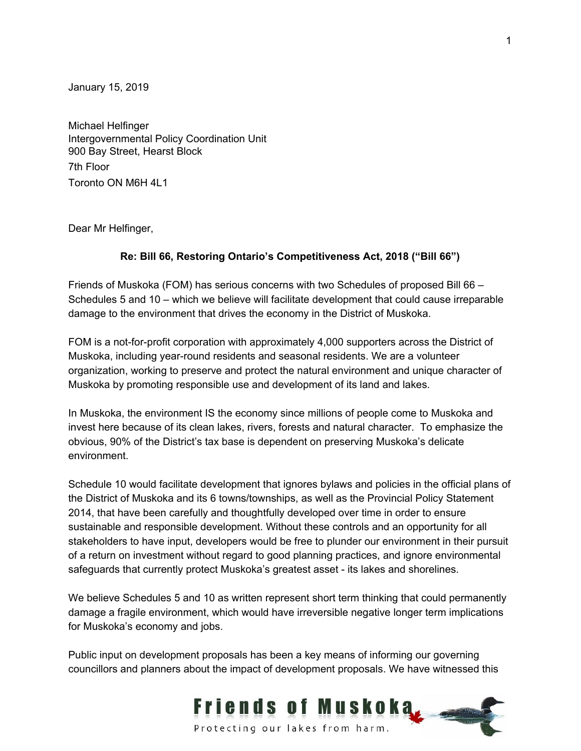January 15, 2019

Michael Helfinger
Intergovernmental Policy Coordination Unit
900 Bay Street, Hearst Block
7th Floor
Toronto ON M6H 4L1

Dear Mr Helfinger,

**Re: Bill 66, Restoring Ontario's Competitiveness Act, 2018 ("Bill 66")**

Friends of Muskoka (FOM) has serious concerns with two Schedules of proposed Bill 66 – Schedules 5 and 10 – which we believe will facilitate development that could cause irreparable damage to the environment that drives the economy in the District of Muskoka.

FOM is a not-for-profit corporation with approximately 4,000 supporters across the District of Muskoka, including year-round residents and seasonal residents. We are a volunteer organization, working to preserve and protect the natural environment and unique character of Muskoka by promoting responsible use and development of its land and lakes.

In Muskoka, the environment IS the economy since millions of people come to Muskoka and invest here because of its clean lakes, rivers, forests and natural character. To emphasize the obvious, 90% of the District's tax base is dependent on preserving Muskoka's delicate environment.

Schedule 10 would facilitate development that ignores bylaws and policies in the official plans of the District of Muskoka and its 6 towns/townships, as well as the Provincial Policy Statement 2014, that have been carefully and thoughtfully developed over time in order to ensure sustainable and responsible development. Without these controls and an opportunity for all stakeholders to have input, developers would be free to plunder our environment in their pursuit of a return on investment without regard to good planning practices, and ignore environmental safeguards that currently protect Muskoka's greatest asset - its lakes and shorelines.

We believe Schedules 5 and 10 as written represent short term thinking that could permanently damage a fragile environment, which would have irreversible negative longer term implications for Muskoka's economy and jobs.

Public input on development proposals has been a key means of informing our governing councillors and planners about the impact of development proposals. We have witnessed this

Friends of Muskoka
Protecting our lakes from harm.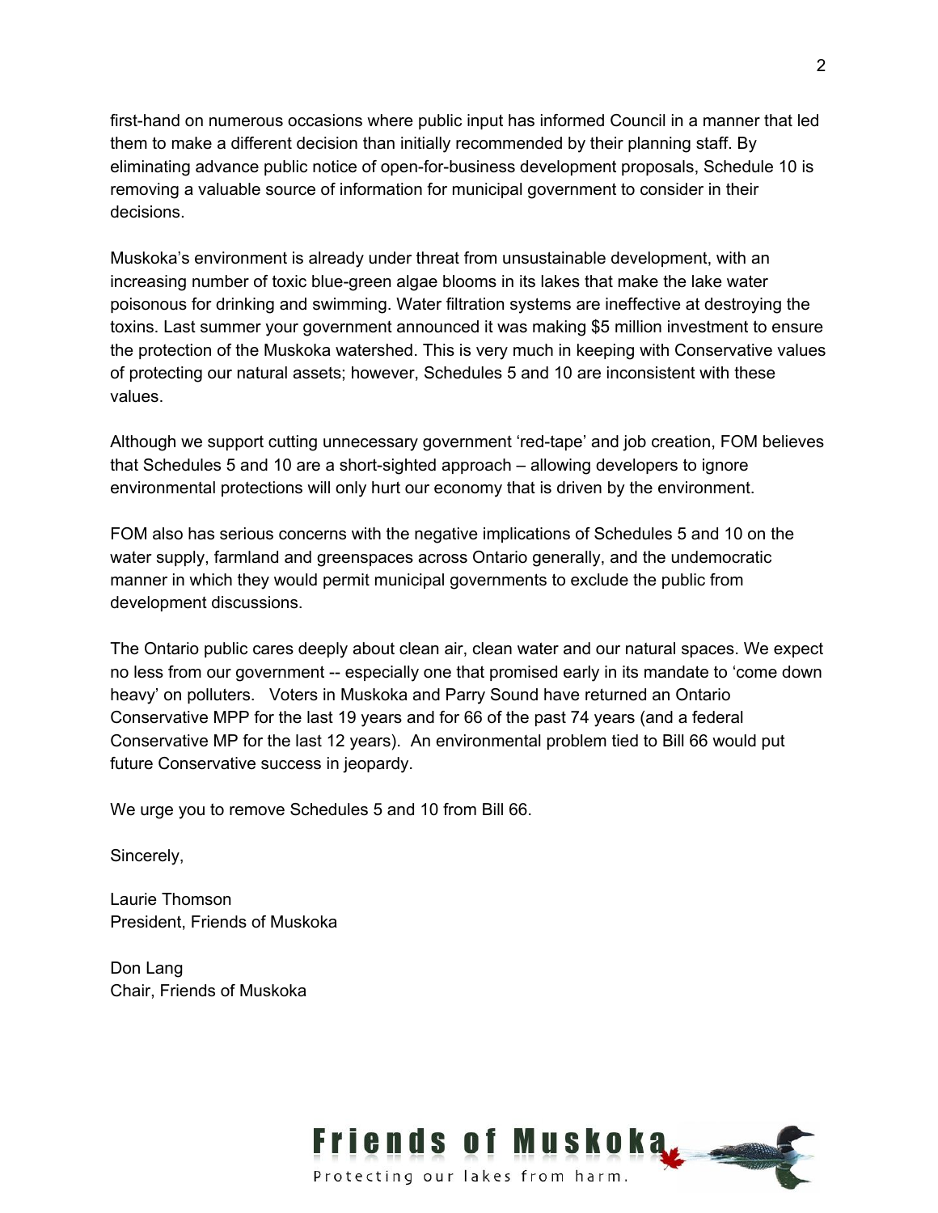first-hand on numerous occasions where public input has informed Council in a manner that led them to make a different decision than initially recommended by their planning staff. By eliminating advance public notice of open-for-business development proposals, Schedule 10 is removing a valuable source of information for municipal government to consider in their decisions.

Muskoka's environment is already under threat from unsustainable development, with an increasing number of toxic blue-green algae blooms in its lakes that make the lake water poisonous for drinking and swimming. Water filtration systems are ineffective at destroying the toxins. Last summer your government announced it was making $5 million investment to ensure the protection of the Muskoka watershed. This is very much in keeping with Conservative values of protecting our natural assets; however, Schedules 5 and 10 are inconsistent with these values.

Although we support cutting unnecessary government 'red-tape' and job creation, FOM believes that Schedules 5 and 10 are a short-sighted approach – allowing developers to ignore environmental protections will only hurt our economy that is driven by the environment.

FOM also has serious concerns with the negative implications of Schedules 5 and 10 on the water supply, farmland and greenspaces across Ontario generally, and the undemocratic manner in which they would permit municipal governments to exclude the public from development discussions.

The Ontario public cares deeply about clean air, clean water and our natural spaces. We expect no less from our government -- especially one that promised early in its mandate to 'come down heavy' on polluters. Voters in Muskoka and Parry Sound have returned an Ontario Conservative MPP for the last 19 years and for 66 of the past 74 years (and a federal Conservative MP for the last 12 years). An environmental problem tied to Bill 66 would put future Conservative success in jeopardy.

We urge you to remove Schedules 5 and 10 from Bill 66.

Sincerely,

Laurie Thomson
President, Friends of Muskoka

Don Lang
Chair, Friends of Muskoka

Friends of Muskoka
Protecting our lakes from harm.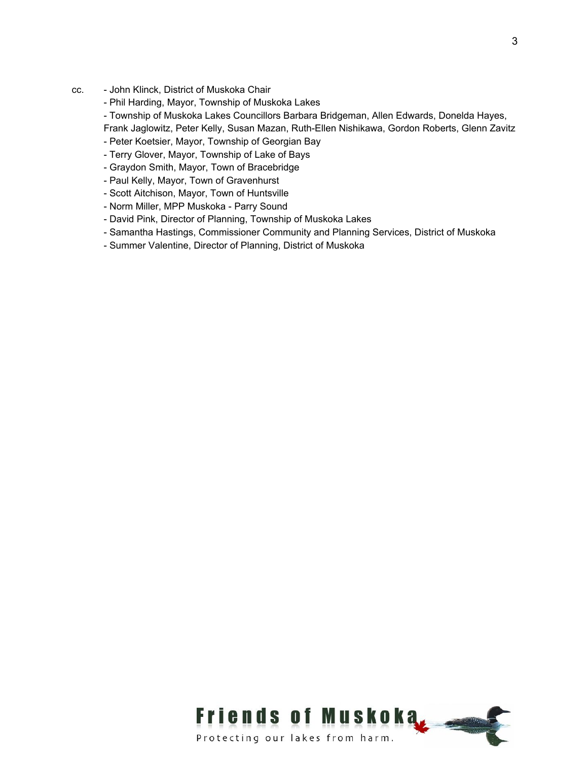cc.

- John Klinck, District of Muskoka Chair
- Phil Harding, Mayor, Township of Muskoka Lakes
- Township of Muskoka Lakes Councillors Barbara Bridgeman, Allen Edwards, Donelda Hayes, Frank Jaglowitz, Peter Kelly, Susan Mazan, Ruth-Ellen Nishikawa, Gordon Roberts, Glenn Zavitz
- Peter Koetsier, Mayor, Township of Georgian Bay
- Terry Glover, Mayor, Township of Lake of Bays
- Graydon Smith, Mayor, Town of Bracebridge
- Paul Kelly, Mayor, Town of Gravenhurst
- Scott Aitchison, Mayor, Town of Huntsville
- Norm Miller, MPP Muskoka - Parry Sound
- David Pink, Director of Planning, Township of Muskoka Lakes
- Samantha Hastings, Commissioner Community and Planning Services, District of Muskoka
- Summer Valentine, Director of Planning, District of Muskoka

Friends of Muskoka

Protecting our lakes from harm.